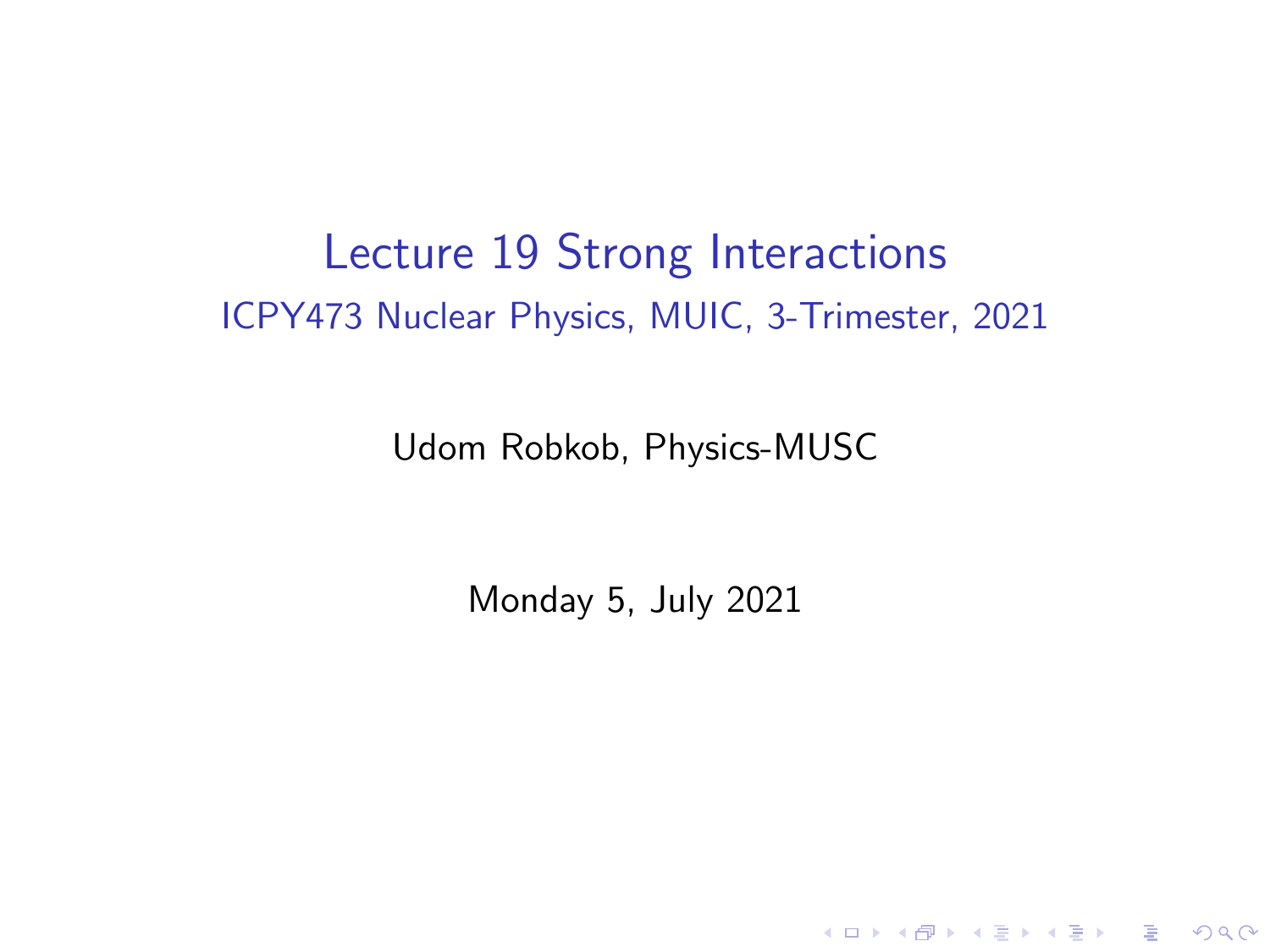# Lecture 19 Strong Interactions

ICPY473 Nuclear Physics, MUIC, 3-Trimester, 2021

Udom Robkob, Physics-MUSC

Monday 5, July 2021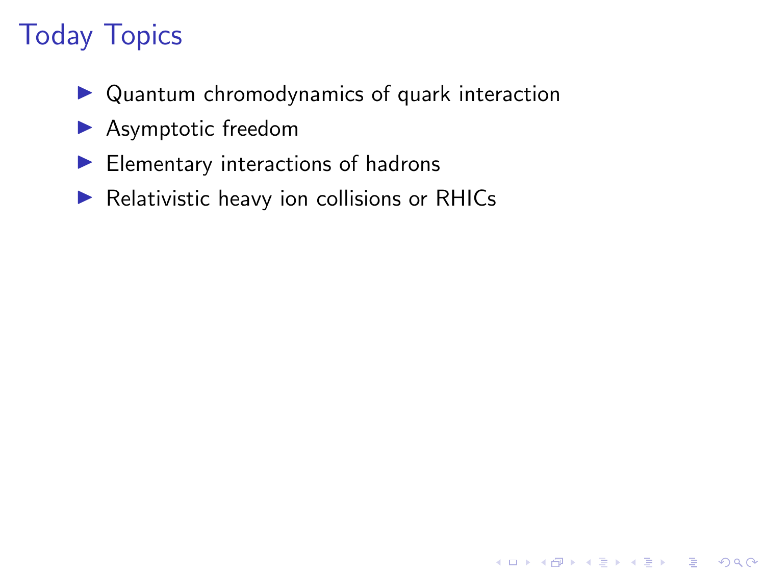# Today Topics

- Quantum chromodynamics of quark interaction
- Asymptotic freedom
- Elementary interactions of hadrons
- Relativistic heavy ion collisions or RHICs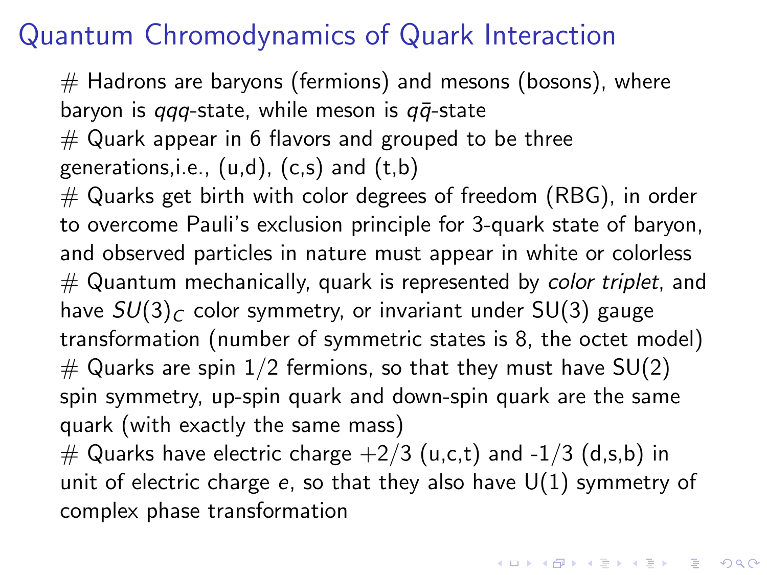# Quantum Chromodynamics of Quark Interaction

# Hadrons are baryons (fermions) and mesons (bosons), where baryon is *qqq*-state, while meson is $q\bar{q}$-state

# Quark appear in 6 flavors and grouped to be three generations,i.e., (u,d), (c,s) and (t,b)

# Quarks get birth with color degrees of freedom (RBG), in order to overcome Pauli's exclusion principle for 3-quark state of baryon, and observed particles in nature must appear in white or colorless

# Quantum mechanically, quark is represented by *color triplet*, and have $SU(3)_C$ color symmetry, or invariant under SU(3) gauge transformation (number of symmetric states is 8, the octet model)

# Quarks are spin 1/2 fermions, so that they must have SU(2) spin symmetry, up-spin quark and down-spin quark are the same quark (with exactly the same mass)

# Quarks have electric charge $+2/3$ (u,c,t) and -1/3 (d,s,b) in unit of electric charge $e$, so that they also have U(1) symmetry of complex phase transformation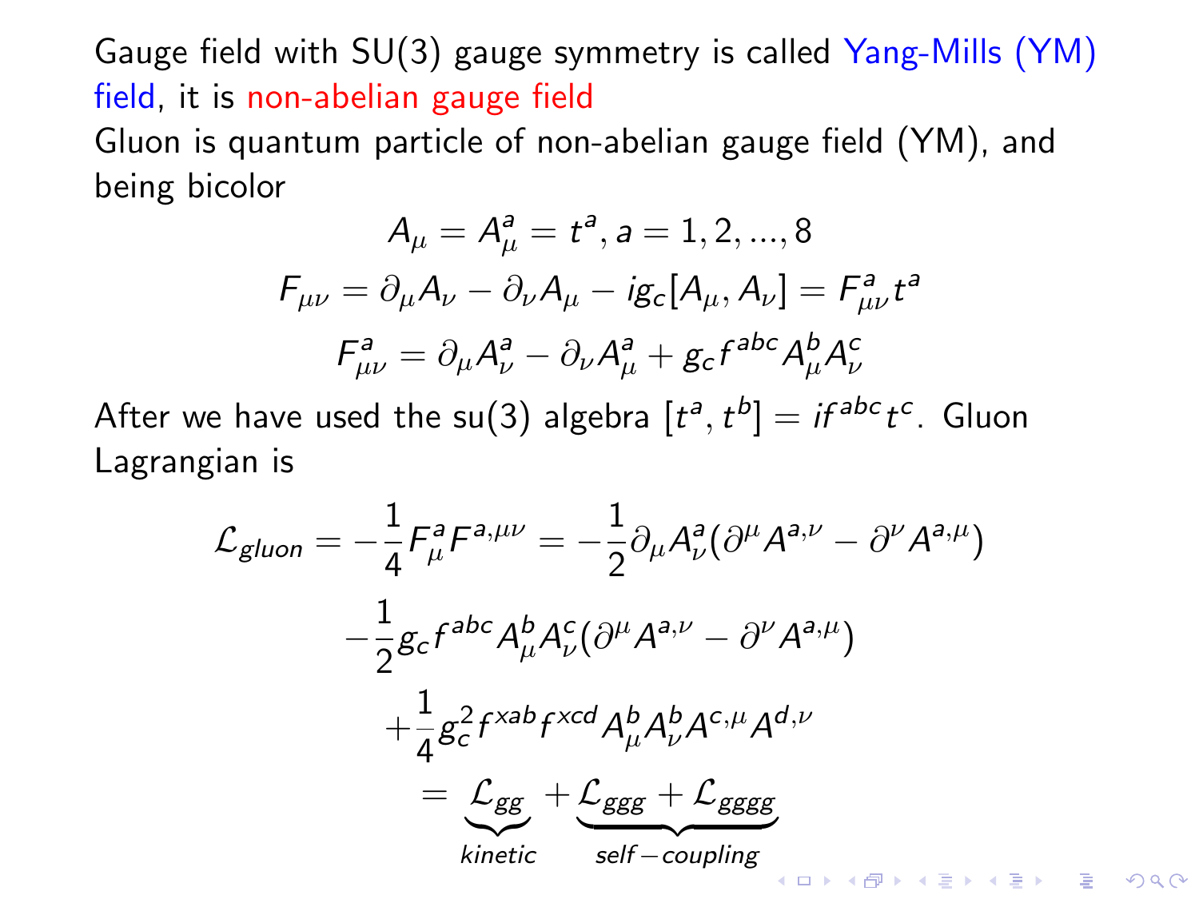Gauge field with SU(3) gauge symmetry is called Yang-Mills (YM) field, it is non-abelian gauge field

Gluon is quantum particle of non-abelian gauge field (YM), and being bicolor

$$A_\mu = A_\mu^a = t^a, a = 1, 2, ..., 8$$

$$F_{\mu\nu} = \partial_\mu A_\nu - \partial_\nu A_\mu - ig_c[A_\mu, A_\nu] = F_{\mu\nu}^a t^a$$

$$F_{\mu\nu}^a = \partial_\mu A_\nu^a - \partial_\nu A_\mu^a + g_c f^{abc} A_\mu^b A_\nu^c$$

After we have used the su(3) algebra $[t^a, t^b] = if^{abc}t^c$. Gluon Lagrangian is

$$\mathcal{L}_{gluon} = -\frac{1}{4}F_\mu^a F^{a,\mu\nu} = -\frac{1}{2}\partial_\mu A_\nu^a(\partial^\mu A^{a,\nu} - \partial^\nu A^{a,\mu})$$

$$-\frac{1}{2}g_c f^{abc} A_\mu^b A_\nu^c(\partial^\mu A^{a,\nu} - \partial^\nu A^{a,\mu})$$

$$+\frac{1}{4}g_c^2 f^{xab} f^{xcd} A_\mu^b A_\nu^b A^{c,\mu} A^{d,\nu}$$

$$= \underbrace{\mathcal{L}_{gg}}_{kinetic} + \underbrace{\mathcal{L}_{ggg} + \mathcal{L}_{gggg}}_{self-coupling}$$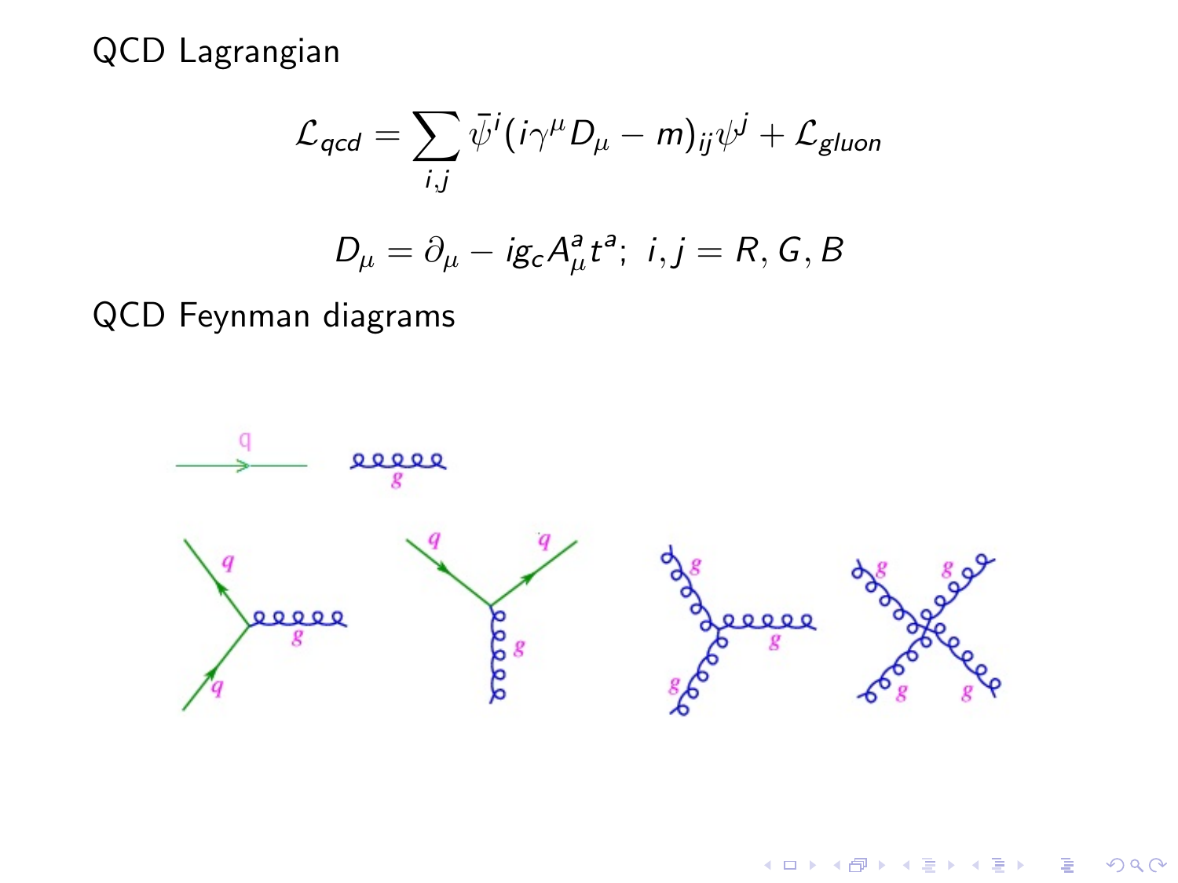QCD Lagrangian

$$\mathcal{L}_{qcd} = \sum_{i,j} \bar{\psi}^i (i\gamma^\mu D_\mu - m)_{ij} \psi^j + \mathcal{L}_{gluon}$$

$$D_\mu = \partial_\mu - i g_c A_\mu^a t^a; \ i,j = R, G, B$$

QCD Feynman diagrams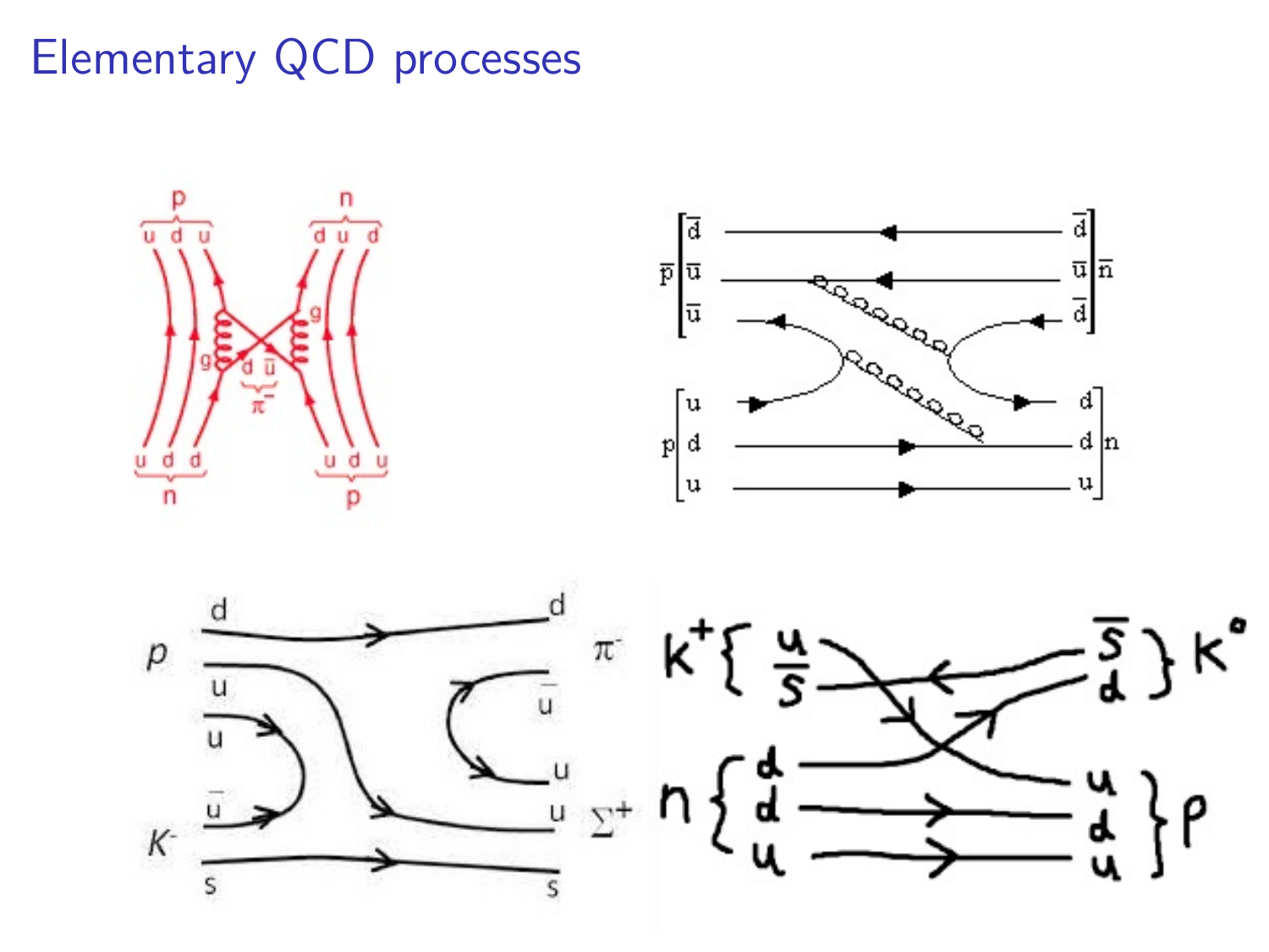# Elementary QCD processes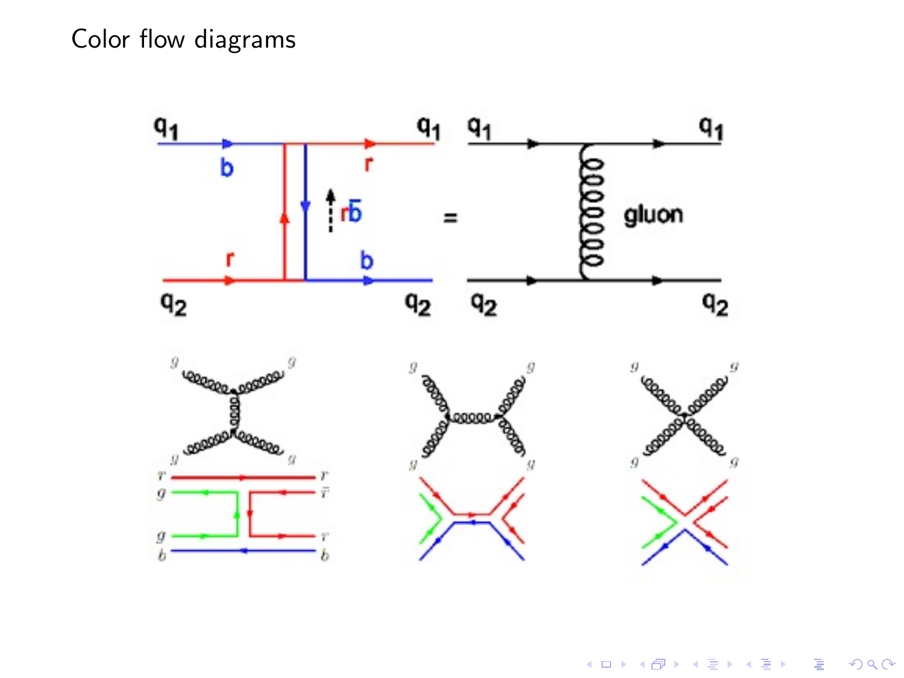# Color flow diagrams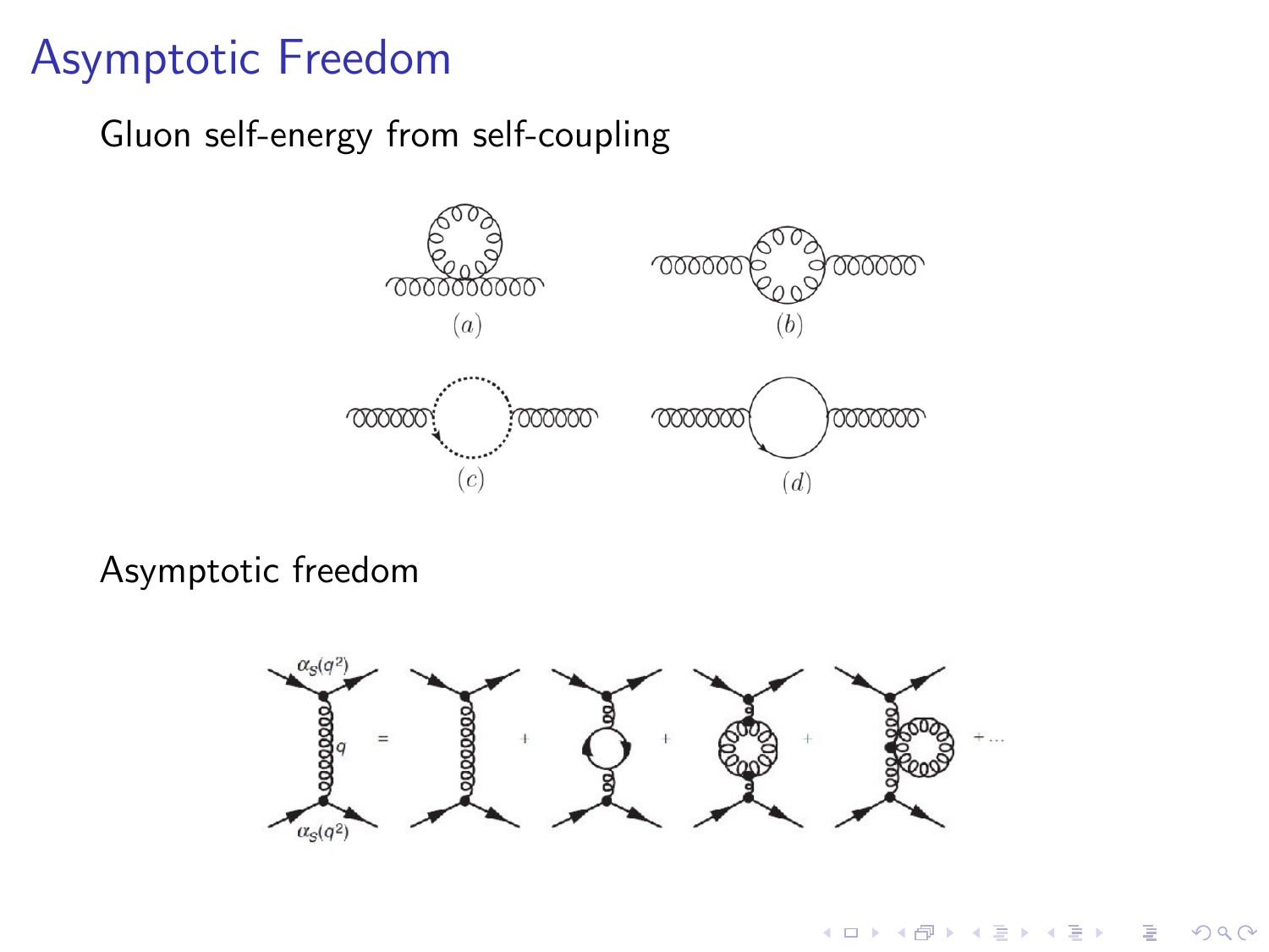# Asymptotic Freedom

Gluon self-energy from self-coupling

(a) (b)

(c) (d)

Asymptotic freedom

$\alpha_S(q^2)$ $q$ $\alpha_S(q^2)$ = + + + + ...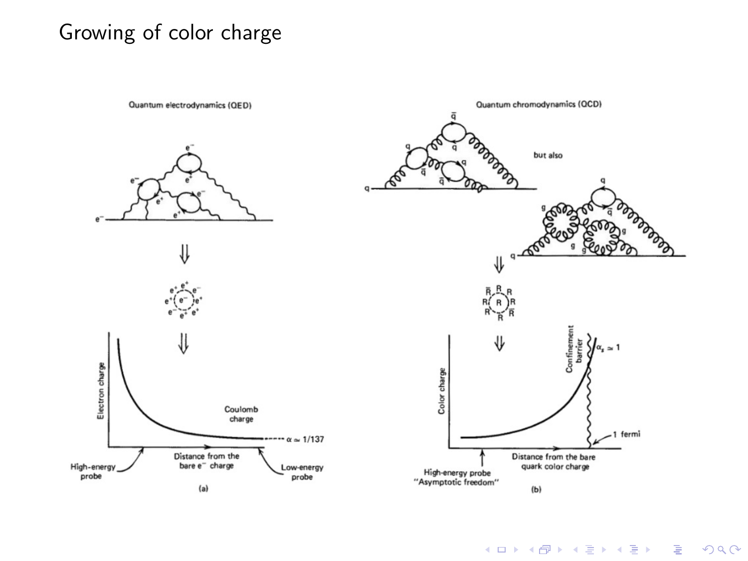# Growing of color charge

Quantum electrodynamics (QED)

Quantum chromodynamics (QCD)

but also

Electron charge

Coulomb charge

$\alpha \simeq 1/137$

High-energy probe

Distance from the bare $e^-$ charge

Low-energy probe

(a)

Color charge

Confinement barrier

$\alpha_s \simeq 1$

1 fermi

High-energy probe "Asymptotic freedom"

Distance from the bare quark color charge

(b)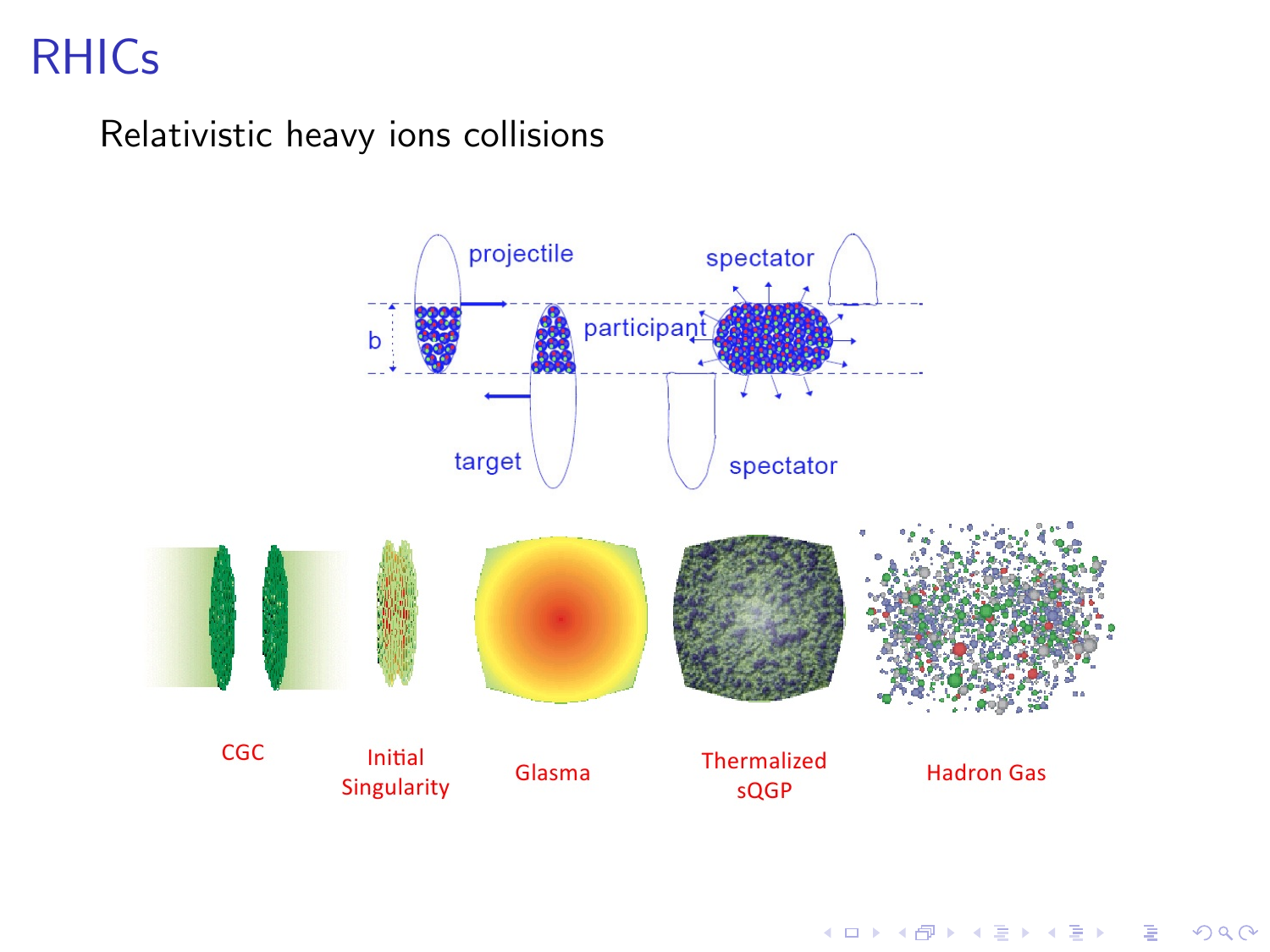# RHICs

Relativistic heavy ions collisions

projectile

spectator

b

participant

target

spectator

CGC

Initial Singularity

Glasma

Thermalized sQGP

Hadron Gas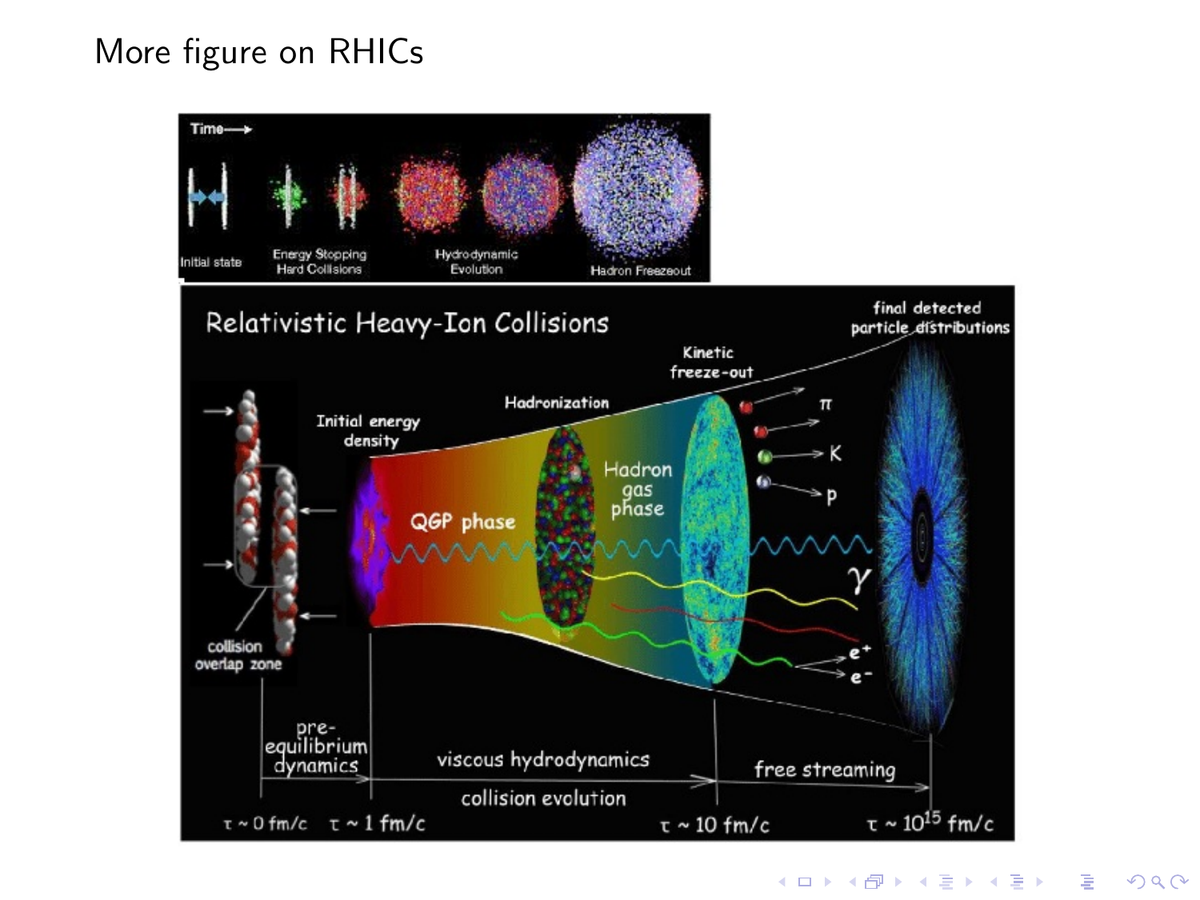# More figure on RHICs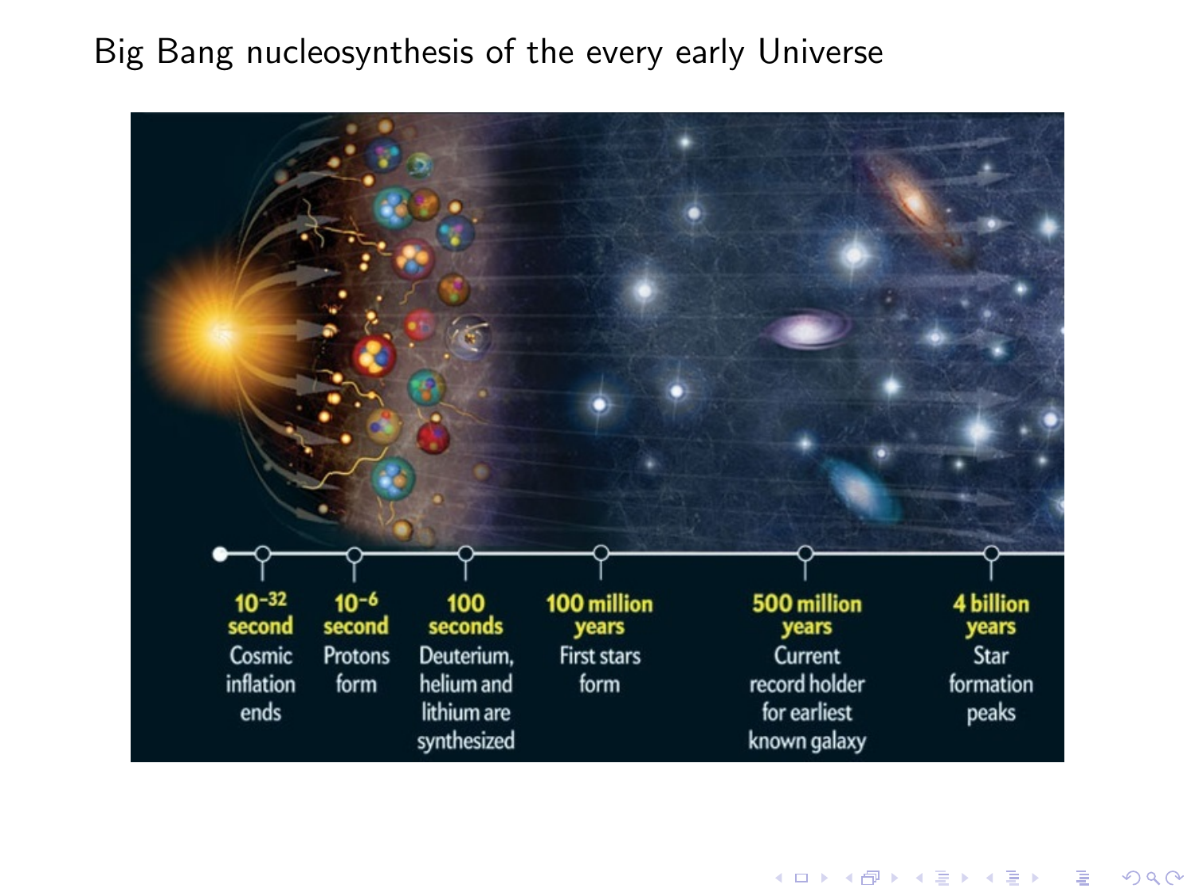# Big Bang nucleosynthesis of the every early Universe

$10^{-32}$ second
Cosmic inflation ends

$10^{-6}$ second
Protons form

100 seconds
Deuterium, helium and lithium are synthesized

100 million years
First stars form

500 million years
Current record holder for earliest known galaxy

4 billion years
Star formation peaks